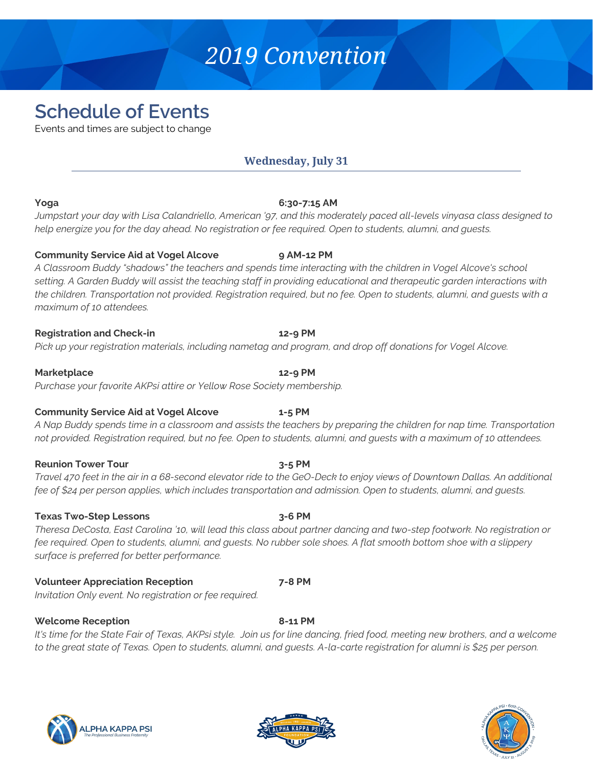# 2019 Convention

## Schedule of Events

Events and times are subject to change

### Wednesday, July 31

**Yoga** **6:30-7:15 AM**

*Jumpstart your day with Lisa Calandriello, American '97, and this moderately paced all-levels vinyasa class designed to help energize you for the day ahead. No registration or fee required. Open to students, alumni, and guests.*

**Community Service Aid at Vogel Alcove** **9 AM-12 PM**

*A Classroom Buddy "shadows" the teachers and spends time interacting with the children in Vogel Alcove's school setting. A Garden Buddy will assist the teaching staff in providing educational and therapeutic garden interactions with the children. Transportation not provided. Registration required, but no fee. Open to students, alumni, and guests with a maximum of 10 attendees.*

**Registration and Check-in** **12-9 PM**

*Pick up your registration materials, including nametag and program, and drop off donations for Vogel Alcove.*

**Marketplace** **12-9 PM**

*Purchase your favorite AKPsi attire or Yellow Rose Society membership.*

**Community Service Aid at Vogel Alcove** **1-5 PM**

*A Nap Buddy spends time in a classroom and assists the teachers by preparing the children for nap time. Transportation not provided. Registration required, but no fee. Open to students, alumni, and guests with a maximum of 10 attendees.*

**Reunion Tower Tour** **3-5 PM**

*Travel 470 feet in the air in a 68-second elevator ride to the GeO-Deck to enjoy views of Downtown Dallas. An additional fee of $24 per person applies, which includes transportation and admission. Open to students, alumni, and guests.*

**Texas Two-Step Lessons** **3-6 PM**

*Theresa DeCosta, East Carolina '10, will lead this class about partner dancing and two-step footwork. No registration or fee required. Open to students, alumni, and guests. No rubber sole shoes. A flat smooth bottom shoe with a slippery surface is preferred for better performance.*

**Volunteer Appreciation Reception** **7-8 PM**

*Invitation Only event. No registration or fee required.*

**Welcome Reception** **8-11 PM**

*It's time for the State Fair of Texas, AKPsi style. Join us for line dancing, fried food, meeting new brothers, and a welcome to the great state of Texas. Open to students, alumni, and guests. A-la-carte registration for alumni is $25 per person.*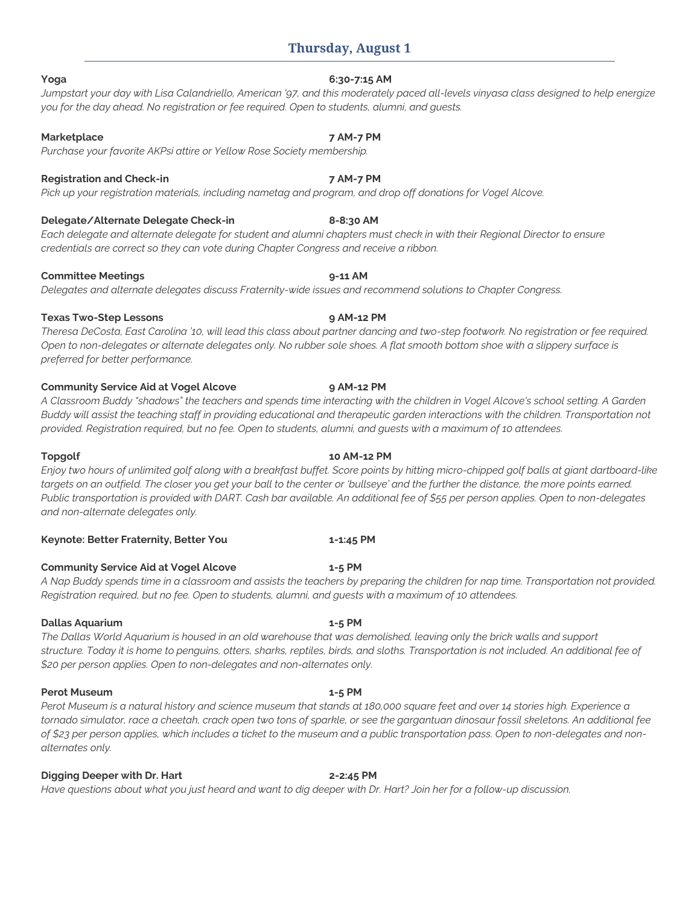## Thursday, August 1

**Yoga** **6:30-7:15 AM**

*Jumpstart your day with Lisa Calandriello, American '97, and this moderately paced all-levels vinyasa class designed to help energize you for the day ahead. No registration or fee required. Open to students, alumni, and guests.*

**Marketplace** **7 AM-7 PM**

*Purchase your favorite AKPsi attire or Yellow Rose Society membership.*

**Registration and Check-in** **7 AM-7 PM**

*Pick up your registration materials, including nametag and program, and drop off donations for Vogel Alcove.*

**Delegate/Alternate Delegate Check-in** **8-8:30 AM**

*Each delegate and alternate delegate for student and alumni chapters must check in with their Regional Director to ensure credentials are correct so they can vote during Chapter Congress and receive a ribbon.*

**Committee Meetings** **9-11 AM**

*Delegates and alternate delegates discuss Fraternity-wide issues and recommend solutions to Chapter Congress.*

**Texas Two-Step Lessons** **9 AM-12 PM**

*Theresa DeCosta, East Carolina '10, will lead this class about partner dancing and two-step footwork. No registration or fee required. Open to non-delegates or alternate delegates only. No rubber sole shoes. A flat smooth bottom shoe with a slippery surface is preferred for better performance.*

**Community Service Aid at Vogel Alcove** **9 AM-12 PM**

*A Classroom Buddy "shadows" the teachers and spends time interacting with the children in Vogel Alcove's school setting. A Garden Buddy will assist the teaching staff in providing educational and therapeutic garden interactions with the children. Transportation not provided. Registration required, but no fee. Open to students, alumni, and guests with a maximum of 10 attendees.*

**Topgolf** **10 AM-12 PM**

*Enjoy two hours of unlimited golf along with a breakfast buffet. Score points by hitting micro-chipped golf balls at giant dartboard-like targets on an outfield. The closer you get your ball to the center or 'bullseye' and the further the distance, the more points earned. Public transportation is provided with DART. Cash bar available. An additional fee of $55 per person applies. Open to non-delegates and non-alternate delegates only.*

**Keynote: Better Fraternity, Better You** **1-1:45 PM**

**Community Service Aid at Vogel Alcove** **1-5 PM**

*A Nap Buddy spends time in a classroom and assists the teachers by preparing the children for nap time. Transportation not provided. Registration required, but no fee. Open to students, alumni, and guests with a maximum of 10 attendees.*

**Dallas Aquarium** **1-5 PM**

*The Dallas World Aquarium is housed in an old warehouse that was demolished, leaving only the brick walls and support structure. Today it is home to penguins, otters, sharks, reptiles, birds, and sloths. Transportation is not included. An additional fee of $20 per person applies. Open to non-delegates and non-alternates only.*

**Perot Museum** **1-5 PM**

*Perot Museum is a natural history and science museum that stands at 180,000 square feet and over 14 stories high. Experience a tornado simulator, race a cheetah, crack open two tons of sparkle, or see the gargantuan dinosaur fossil skeletons. An additional fee of $23 per person applies, which includes a ticket to the museum and a public transportation pass. Open to non-delegates and non-alternates only.*

**Digging Deeper with Dr. Hart** **2-2:45 PM**

*Have questions about what you just heard and want to dig deeper with Dr. Hart? Join her for a follow-up discussion.*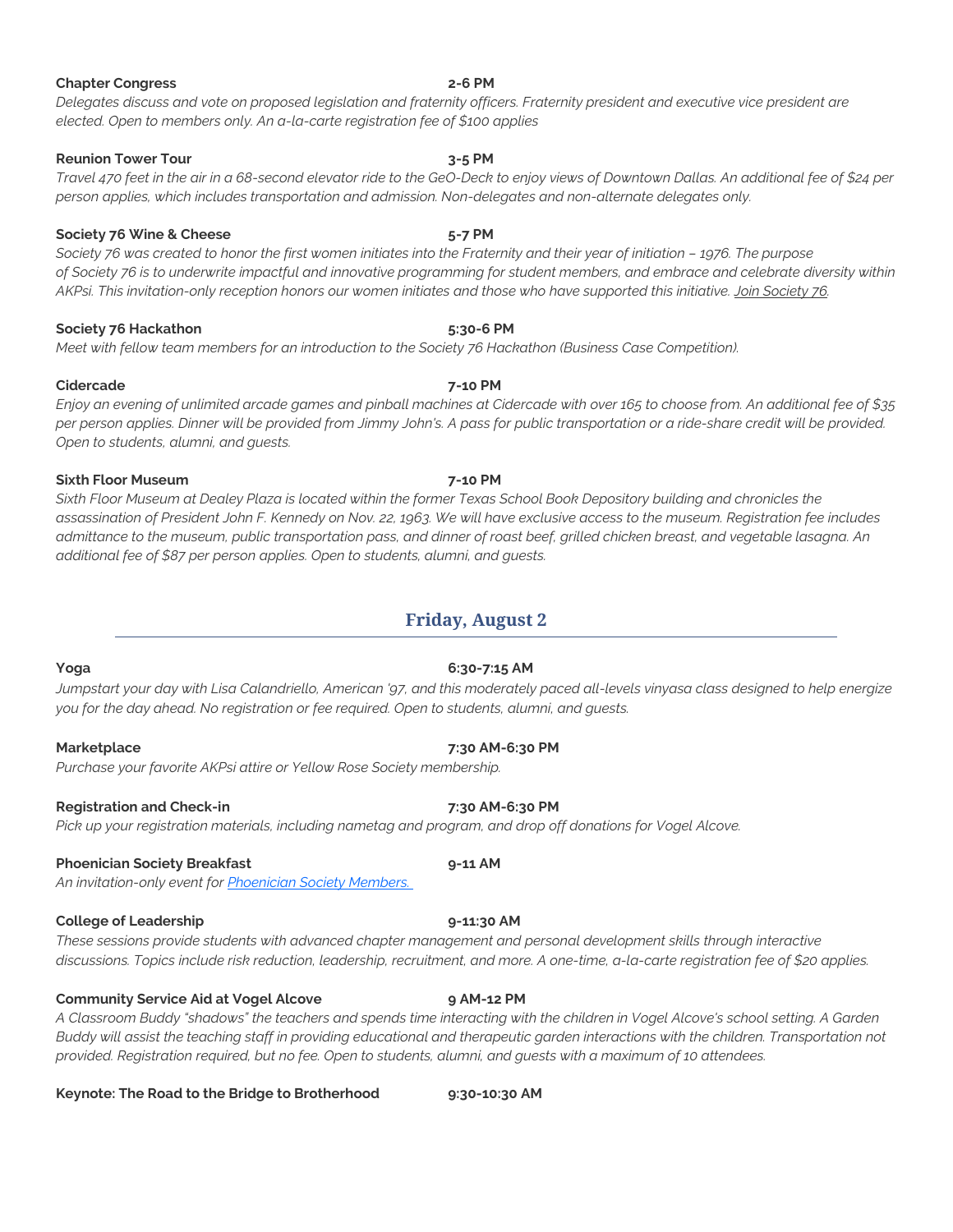**Chapter Congress** **2-6 PM**

*Delegates discuss and vote on proposed legislation and fraternity officers. Fraternity president and executive vice president are elected. Open to members only. An a-la-carte registration fee of $100 applies*

**Reunion Tower Tour** **3-5 PM**

*Travel 470 feet in the air in a 68-second elevator ride to the GeO-Deck to enjoy views of Downtown Dallas. An additional fee of $24 per person applies, which includes transportation and admission. Non-delegates and non-alternate delegates only.*

**Society 76 Wine & Cheese** **5-7 PM**

*Society 76 was created to honor the first women initiates into the Fraternity and their year of initiation – 1976. The purpose of Society 76 is to underwrite impactful and innovative programming for student members, and embrace and celebrate diversity within AKPsi. This invitation-only reception honors our women initiates and those who have supported this initiative. Join Society 76.*

**Society 76 Hackathon** **5:30-6 PM**

*Meet with fellow team members for an introduction to the Society 76 Hackathon (Business Case Competition).*

**Cidercade** **7-10 PM**

*Enjoy an evening of unlimited arcade games and pinball machines at Cidercade with over 165 to choose from. An additional fee of $35 per person applies. Dinner will be provided from Jimmy John's. A pass for public transportation or a ride-share credit will be provided. Open to students, alumni, and guests.*

**Sixth Floor Museum** **7-10 PM**

*Sixth Floor Museum at Dealey Plaza is located within the former Texas School Book Depository building and chronicles the assassination of President John F. Kennedy on Nov. 22, 1963. We will have exclusive access to the museum. Registration fee includes admittance to the museum, public transportation pass, and dinner of roast beef, grilled chicken breast, and vegetable lasagna. An additional fee of $87 per person applies. Open to students, alumni, and guests.*

## Friday, August 2

**Yoga** **6:30-7:15 AM**

*Jumpstart your day with Lisa Calandriello, American '97, and this moderately paced all-levels vinyasa class designed to help energize you for the day ahead. No registration or fee required. Open to students, alumni, and guests.*

**Marketplace** **7:30 AM-6:30 PM**

*Purchase your favorite AKPsi attire or Yellow Rose Society membership.*

**Registration and Check-in** **7:30 AM-6:30 PM**

*Pick up your registration materials, including nametag and program, and drop off donations for Vogel Alcove.*

**Phoenician Society Breakfast** **9-11 AM**

*An invitation-only event for Phoenician Society Members.*

**College of Leadership** **9-11:30 AM**

*These sessions provide students with advanced chapter management and personal development skills through interactive discussions. Topics include risk reduction, leadership, recruitment, and more. A one-time, a-la-carte registration fee of $20 applies.*

**Community Service Aid at Vogel Alcove** **9 AM-12 PM**

*A Classroom Buddy "shadows" the teachers and spends time interacting with the children in Vogel Alcove's school setting. A Garden Buddy will assist the teaching staff in providing educational and therapeutic garden interactions with the children. Transportation not provided. Registration required, but no fee. Open to students, alumni, and guests with a maximum of 10 attendees.*

**Keynote: The Road to the Bridge to Brotherhood** **9:30-10:30 AM**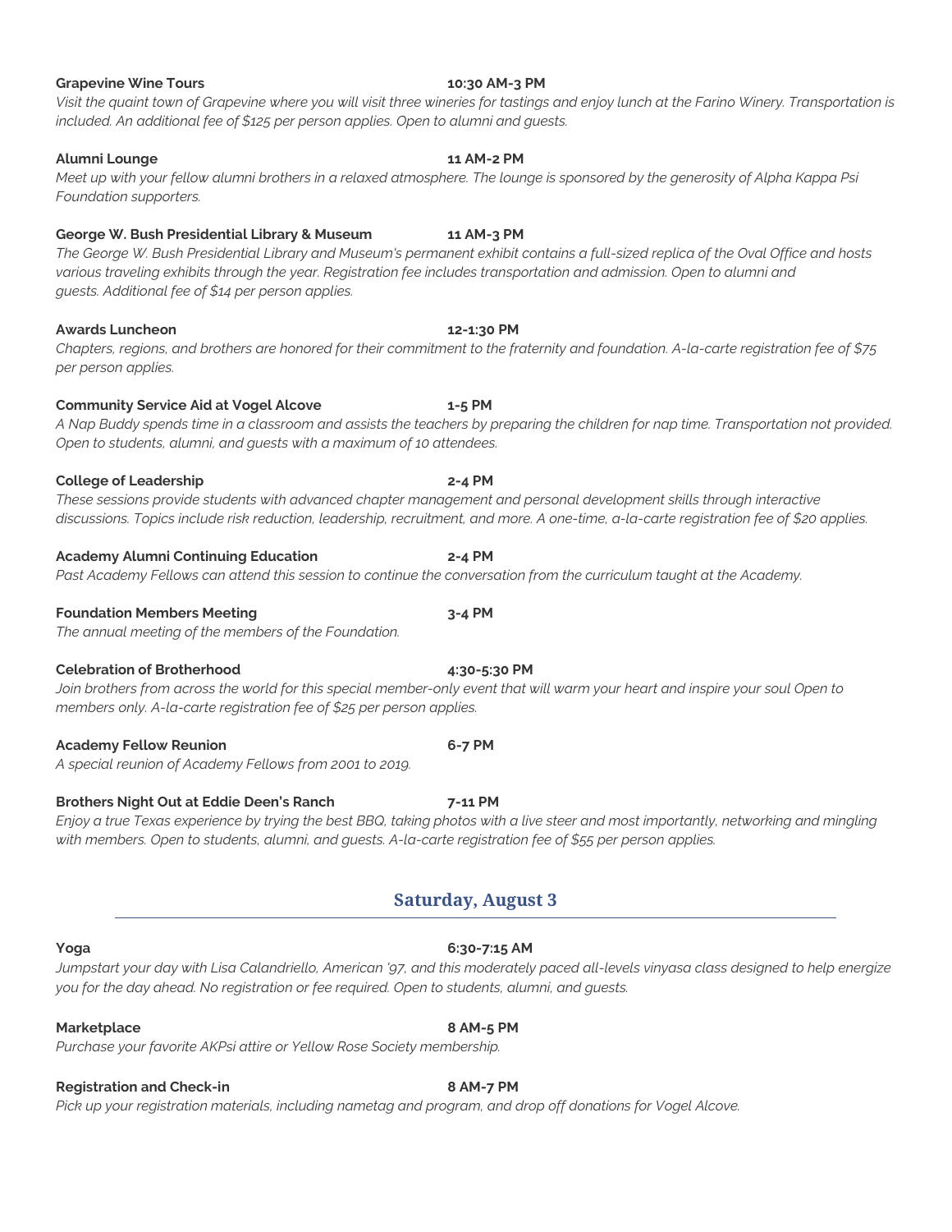**Grapevine Wine Tours** **10:30 AM-3 PM**

*Visit the quaint town of Grapevine where you will visit three wineries for tastings and enjoy lunch at the Farino Winery. Transportation is included. An additional fee of $125 per person applies. Open to alumni and guests.*

**Alumni Lounge** **11 AM-2 PM**

*Meet up with your fellow alumni brothers in a relaxed atmosphere. The lounge is sponsored by the generosity of Alpha Kappa Psi Foundation supporters.*

**George W. Bush Presidential Library & Museum** **11 AM-3 PM**

*The George W. Bush Presidential Library and Museum's permanent exhibit contains a full-sized replica of the Oval Office and hosts various traveling exhibits through the year. Registration fee includes transportation and admission. Open to alumni and guests. Additional fee of $14 per person applies.*

**Awards Luncheon** **12-1:30 PM**

*Chapters, regions, and brothers are honored for their commitment to the fraternity and foundation. A-la-carte registration fee of $75 per person applies.*

**Community Service Aid at Vogel Alcove** **1-5 PM**

*A Nap Buddy spends time in a classroom and assists the teachers by preparing the children for nap time. Transportation not provided. Open to students, alumni, and guests with a maximum of 10 attendees.*

**College of Leadership** **2-4 PM**

*These sessions provide students with advanced chapter management and personal development skills through interactive discussions. Topics include risk reduction, leadership, recruitment, and more. A one-time, a-la-carte registration fee of $20 applies.*

**Academy Alumni Continuing Education** **2-4 PM**

*Past Academy Fellows can attend this session to continue the conversation from the curriculum taught at the Academy.*

**Foundation Members Meeting** **3-4 PM**

*The annual meeting of the members of the Foundation.*

**Celebration of Brotherhood** **4:30-5:30 PM**

*Join brothers from across the world for this special member-only event that will warm your heart and inspire your soul Open to members only. A-la-carte registration fee of $25 per person applies.*

**Academy Fellow Reunion** **6-7 PM**

*A special reunion of Academy Fellows from 2001 to 2019.*

**Brothers Night Out at Eddie Deen's Ranch** **7-11 PM**

*Enjoy a true Texas experience by trying the best BBQ, taking photos with a live steer and most importantly, networking and mingling with members. Open to students, alumni, and guests. A-la-carte registration fee of $55 per person applies.*

## Saturday, August 3

**Yoga** **6:30-7:15 AM**

*Jumpstart your day with Lisa Calandriello, American '97, and this moderately paced all-levels vinyasa class designed to help energize you for the day ahead. No registration or fee required. Open to students, alumni, and guests.*

**Marketplace** **8 AM-5 PM**

*Purchase your favorite AKPsi attire or Yellow Rose Society membership.*

**Registration and Check-in** **8 AM-7 PM**

*Pick up your registration materials, including nametag and program, and drop off donations for Vogel Alcove.*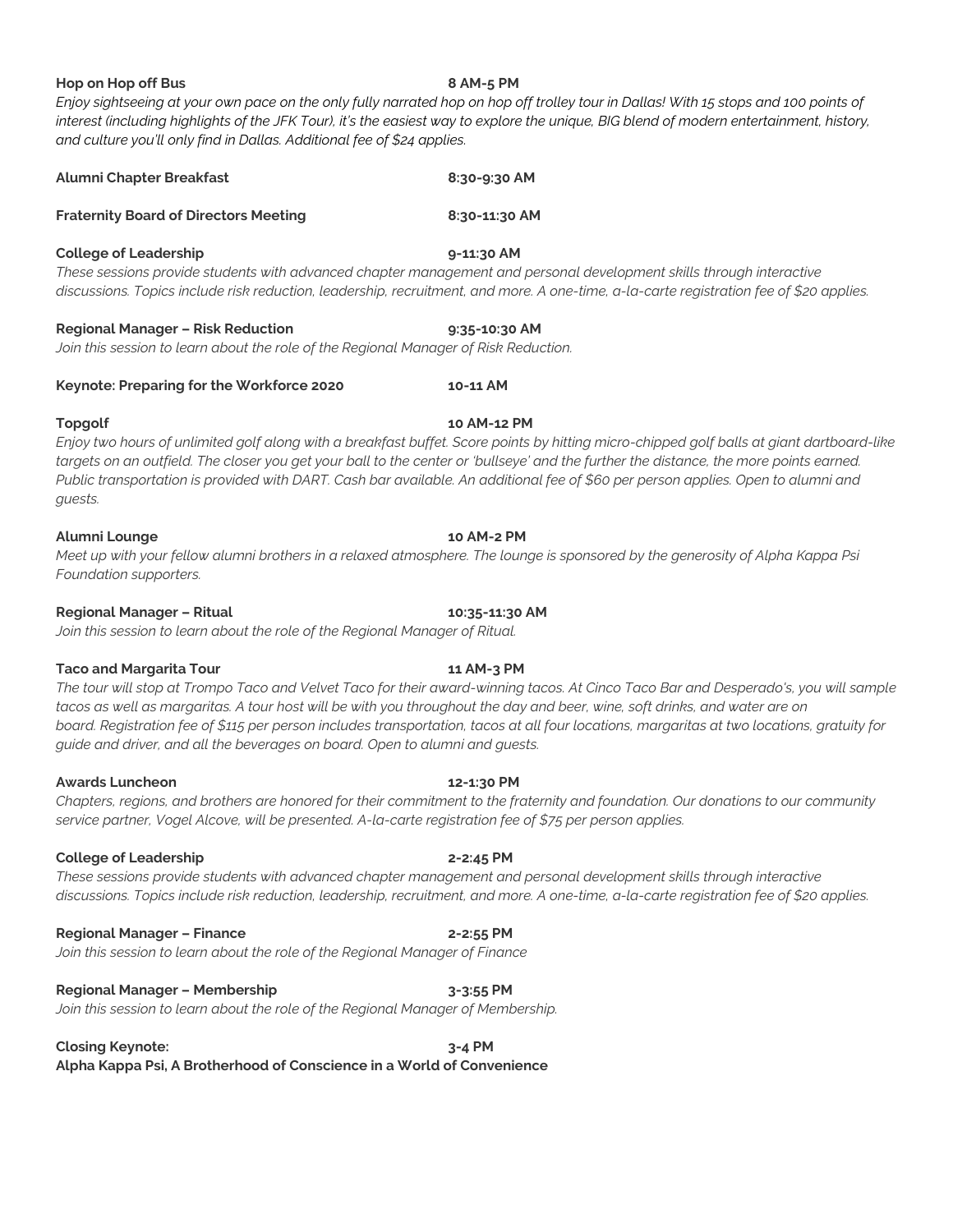**Hop on Hop off Bus** **8 AM-5 PM**

*Enjoy sightseeing at your own pace on the only fully narrated hop on hop off trolley tour in Dallas! With 15 stops and 100 points of interest (including highlights of the JFK Tour), it's the easiest way to explore the unique, BIG blend of modern entertainment, history, and culture you'll only find in Dallas. Additional fee of $24 applies.*

**Alumni Chapter Breakfast** **8:30-9:30 AM**

**Fraternity Board of Directors Meeting** **8:30-11:30 AM**

**College of Leadership** **9-11:30 AM**

*These sessions provide students with advanced chapter management and personal development skills through interactive discussions. Topics include risk reduction, leadership, recruitment, and more. A one-time, a-la-carte registration fee of $20 applies.*

**Regional Manager – Risk Reduction** **9:35-10:30 AM**

*Join this session to learn about the role of the Regional Manager of Risk Reduction.*

**Keynote: Preparing for the Workforce 2020** **10-11 AM**

**Topgolf** **10 AM-12 PM**

*Enjoy two hours of unlimited golf along with a breakfast buffet. Score points by hitting micro-chipped golf balls at giant dartboard-like targets on an outfield. The closer you get your ball to the center or 'bullseye' and the further the distance, the more points earned. Public transportation is provided with DART. Cash bar available. An additional fee of $60 per person applies. Open to alumni and guests.*

**Alumni Lounge** **10 AM-2 PM**

*Meet up with your fellow alumni brothers in a relaxed atmosphere. The lounge is sponsored by the generosity of Alpha Kappa Psi Foundation supporters.*

**Regional Manager – Ritual** **10:35-11:30 AM**

*Join this session to learn about the role of the Regional Manager of Ritual.*

**Taco and Margarita Tour** **11 AM-3 PM**

*The tour will stop at Trompo Taco and Velvet Taco for their award-winning tacos. At Cinco Taco Bar and Desperado's, you will sample tacos as well as margaritas. A tour host will be with you throughout the day and beer, wine, soft drinks, and water are on board. Registration fee of $115 per person includes transportation, tacos at all four locations, margaritas at two locations, gratuity for guide and driver, and all the beverages on board. Open to alumni and guests.*

**Awards Luncheon** **12-1:30 PM**

*Chapters, regions, and brothers are honored for their commitment to the fraternity and foundation. Our donations to our community service partner, Vogel Alcove, will be presented. A-la-carte registration fee of $75 per person applies.*

**College of Leadership** **2-2:45 PM**

*These sessions provide students with advanced chapter management and personal development skills through interactive discussions. Topics include risk reduction, leadership, recruitment, and more. A one-time, a-la-carte registration fee of $20 applies.*

**Regional Manager – Finance** **2-2:55 PM**

*Join this session to learn about the role of the Regional Manager of Finance*

**Regional Manager – Membership** **3-3:55 PM**

*Join this session to learn about the role of the Regional Manager of Membership.*

**Closing Keynote:** **3-4 PM**
**Alpha Kappa Psi, A Brotherhood of Conscience in a World of Convenience**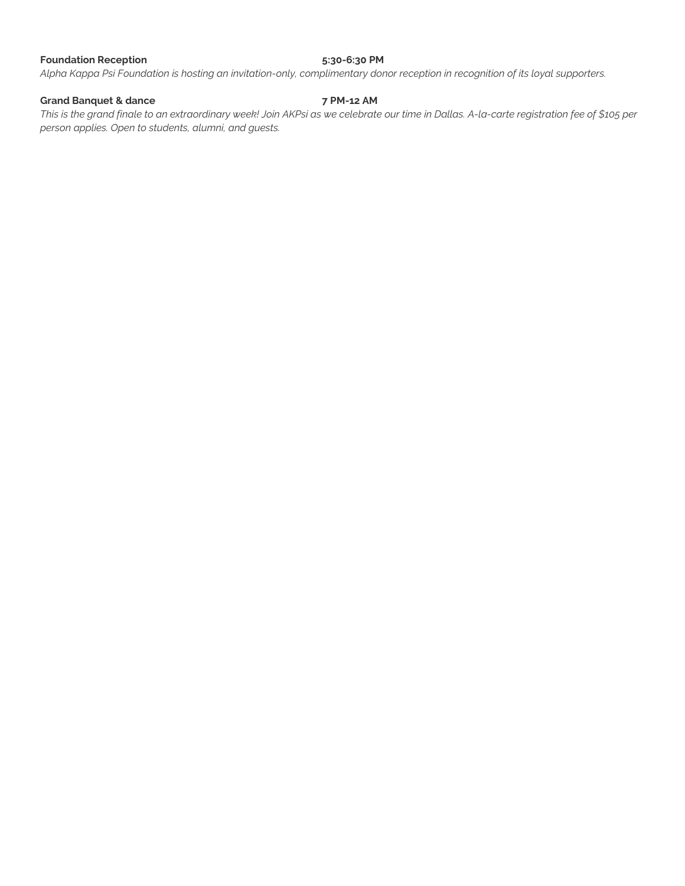**Foundation Reception** **5:30-6:30 PM**

*Alpha Kappa Psi Foundation is hosting an invitation-only, complimentary donor reception in recognition of its loyal supporters.*

**Grand Banquet & dance** **7 PM-12 AM**

*This is the grand finale to an extraordinary week! Join AKPsi as we celebrate our time in Dallas. A-la-carte registration fee of $105 per person applies. Open to students, alumni, and guests.*